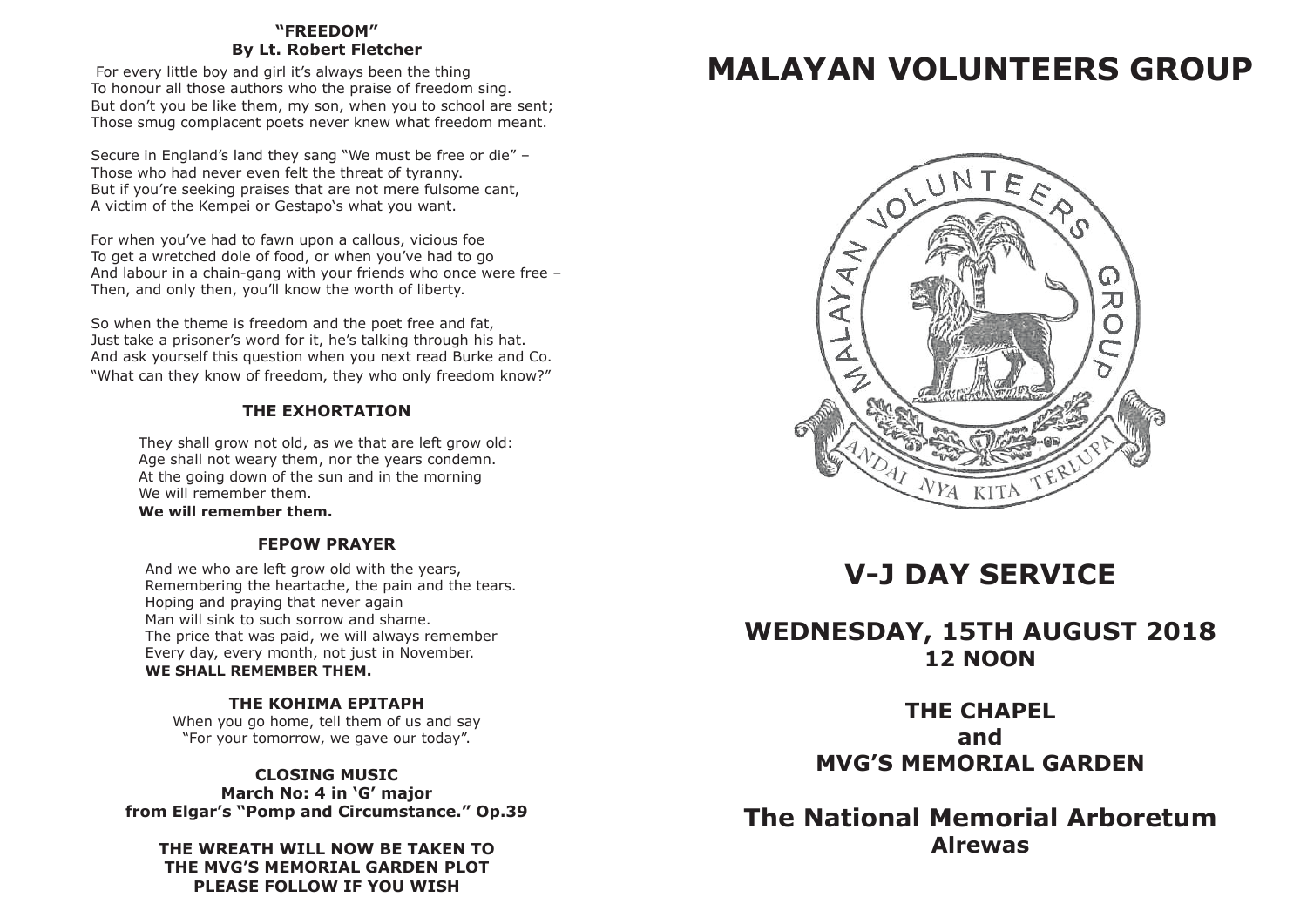**"FREEDOM"**
**By Lt. Robert Fletcher**

For every little boy and girl it's always been the thing
To honour all those authors who the praise of freedom sing.
But don't you be like them, my son, when you to school are sent;
Those smug complacent poets never knew what freedom meant.

Secure in England's land they sang "We must be free or die" –
Those who had never even felt the threat of tyranny.
But if you're seeking praises that are not mere fulsome cant,
A victim of the Kempei or Gestapo's what you want.

For when you've had to fawn upon a callous, vicious foe
To get a wretched dole of food, or when you've had to go
And labour in a chain-gang with your friends who once were free –
Then, and only then, you'll know the worth of liberty.

So when the theme is freedom and the poet free and fat,
Just take a prisoner's word for it, he's talking through his hat.
And ask yourself this question when you next read Burke and Co.
"What can they know of freedom, they who only freedom know?"

### THE EXHORTATION

They shall grow not old, as we that are left grow old:
Age shall not weary them, nor the years condemn.
At the going down of the sun and in the morning
We will remember them.
**We will remember them.**

### FEPOW PRAYER

And we who are left grow old with the years,
Remembering the heartache, the pain and the tears.
Hoping and praying that never again
Man will sink to such sorrow and shame.
The price that was paid, we will always remember
Every day, every month, not just in November.
**WE SHALL REMEMBER THEM.**

### THE KOHIMA EPITAPH

When you go home, tell them of us and say
"For your tomorrow, we gave our today".

### CLOSING MUSIC

**March No: 4 in 'G' major**
**from Elgar's "Pomp and Circumstance." Op.39**

**THE WREATH WILL NOW BE TAKEN TO THE MVG'S MEMORIAL GARDEN PLOT PLEASE FOLLOW IF YOU WISH**

# MALAYAN VOLUNTEERS GROUP

MALAYAN VOLUNTEERS GROUP

ANDAI NYA KITA TERLUPA

# V-J DAY SERVICE

## WEDNESDAY, 15TH AUGUST 2018
## 12 NOON

## THE CHAPEL
## and
## MVG'S MEMORIAL GARDEN

## The National Memorial Arboretum
## Alrewas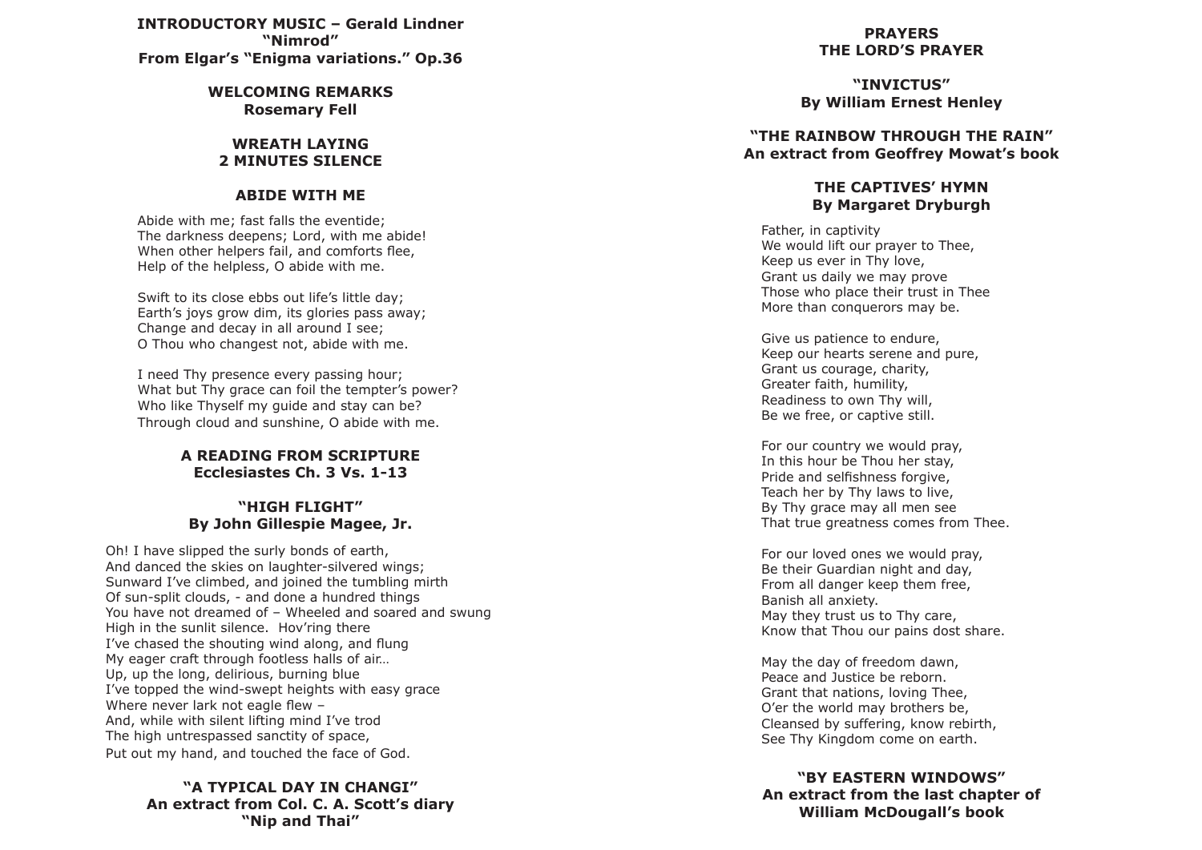**INTRODUCTORY MUSIC – Gerald Lindner**
**"Nimrod"**
**From Elgar's "Enigma variations." Op.36**

**WELCOMING REMARKS**
**Rosemary Fell**

**WREATH LAYING**
**2 MINUTES SILENCE**

**ABIDE WITH ME**

Abide with me; fast falls the eventide;
The darkness deepens; Lord, with me abide!
When other helpers fail, and comforts flee,
Help of the helpless, O abide with me.

Swift to its close ebbs out life's little day;
Earth's joys grow dim, its glories pass away;
Change and decay in all around I see;
O Thou who changest not, abide with me.

I need Thy presence every passing hour;
What but Thy grace can foil the tempter's power?
Who like Thyself my guide and stay can be?
Through cloud and sunshine, O abide with me.

**A READING FROM SCRIPTURE**
**Ecclesiastes Ch. 3 Vs. 1-13**

**"HIGH FLIGHT"**
**By John Gillespie Magee, Jr.**

Oh! I have slipped the surly bonds of earth,
And danced the skies on laughter-silvered wings;
Sunward I've climbed, and joined the tumbling mirth
Of sun-split clouds, - and done a hundred things
You have not dreamed of – Wheeled and soared and swung
High in the sunlit silence. Hov'ring there
I've chased the shouting wind along, and flung
My eager craft through footless halls of air…
Up, up the long, delirious, burning blue
I've topped the wind-swept heights with easy grace
Where never lark not eagle flew –
And, while with silent lifting mind I've trod
The high untrespassed sanctity of space,
Put out my hand, and touched the face of God.

**"A TYPICAL DAY IN CHANGI"**
**An extract from Col. C. A. Scott's diary**
**"Nip and Thai"**

**PRAYERS**
**THE LORD'S PRAYER**

**"INVICTUS"**
**By William Ernest Henley**

**"THE RAINBOW THROUGH THE RAIN"**
**An extract from Geoffrey Mowat's book**

**THE CAPTIVES' HYMN**
**By Margaret Dryburgh**

Father, in captivity
We would lift our prayer to Thee,
Keep us ever in Thy love,
Grant us daily we may prove
Those who place their trust in Thee
More than conquerors may be.

Give us patience to endure,
Keep our hearts serene and pure,
Grant us courage, charity,
Greater faith, humility,
Readiness to own Thy will,
Be we free, or captive still.

For our country we would pray,
In this hour be Thou her stay,
Pride and selfishness forgive,
Teach her by Thy laws to live,
By Thy grace may all men see
That true greatness comes from Thee.

For our loved ones we would pray,
Be their Guardian night and day,
From all danger keep them free,
Banish all anxiety.
May they trust us to Thy care,
Know that Thou our pains dost share.

May the day of freedom dawn,
Peace and Justice be reborn.
Grant that nations, loving Thee,
O'er the world may brothers be,
Cleansed by suffering, know rebirth,
See Thy Kingdom come on earth.

**"BY EASTERN WINDOWS"**
**An extract from the last chapter of**
**William McDougall's book**